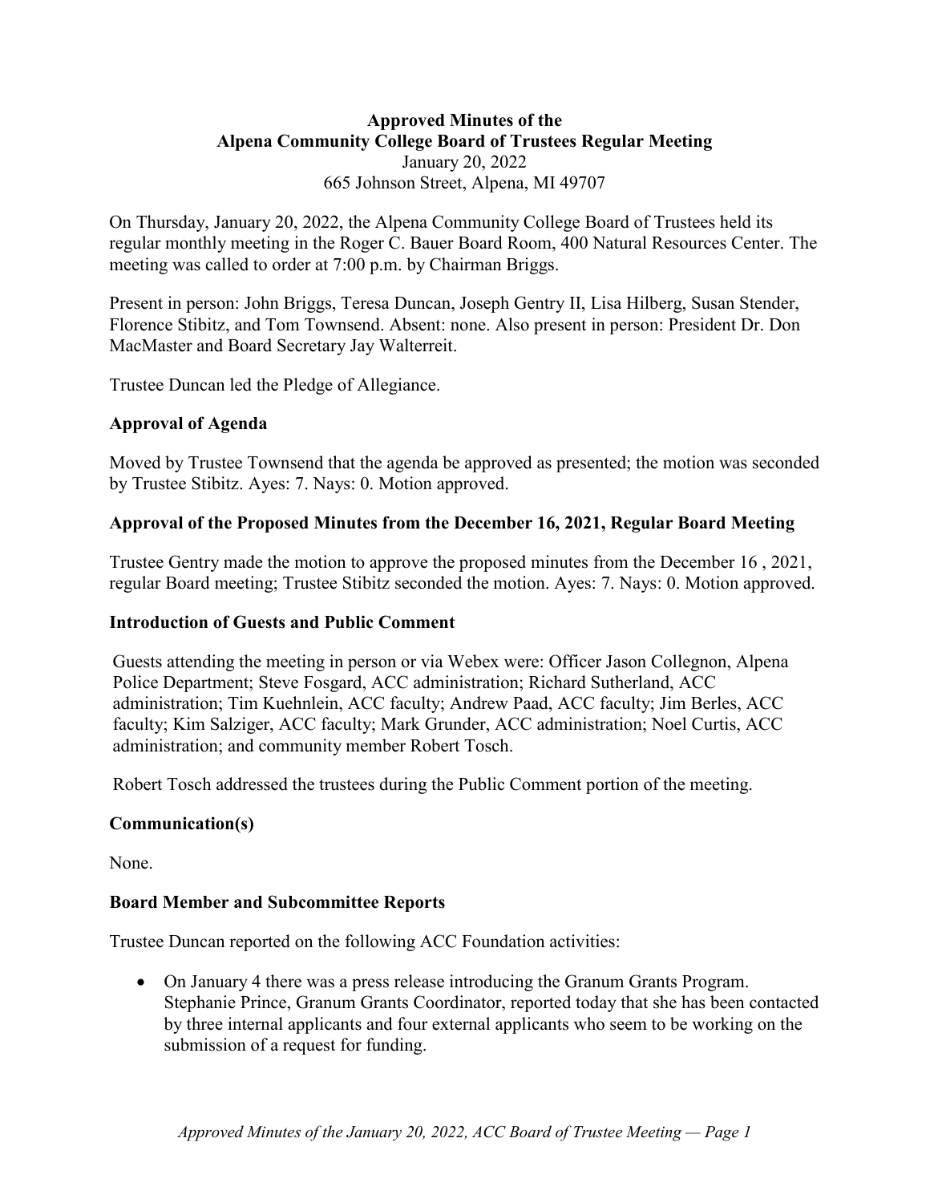**Approved Minutes of the**
**Alpena Community College Board of Trustees Regular Meeting**
January 20, 2022
665 Johnson Street, Alpena, MI 49707

On Thursday, January 20, 2022, the Alpena Community College Board of Trustees held its regular monthly meeting in the Roger C. Bauer Board Room, 400 Natural Resources Center. The meeting was called to order at 7:00 p.m. by Chairman Briggs.

Present in person: John Briggs, Teresa Duncan, Joseph Gentry II, Lisa Hilberg, Susan Stender, Florence Stibitz, and Tom Townsend. Absent: none. Also present in person: President Dr. Don MacMaster and Board Secretary Jay Walterreit.

Trustee Duncan led the Pledge of Allegiance.

### Approval of Agenda

Moved by Trustee Townsend that the agenda be approved as presented; the motion was seconded by Trustee Stibitz. Ayes: 7. Nays: 0. Motion approved.

### Approval of the Proposed Minutes from the December 16, 2021, Regular Board Meeting

Trustee Gentry made the motion to approve the proposed minutes from the December 16 , 2021, regular Board meeting; Trustee Stibitz seconded the motion. Ayes: 7. Nays: 0. Motion approved.

### Introduction of Guests and Public Comment

Guests attending the meeting in person or via Webex were: Officer Jason Collegnon, Alpena Police Department; Steve Fosgard, ACC administration; Richard Sutherland, ACC administration; Tim Kuehnlein, ACC faculty; Andrew Paad, ACC faculty; Jim Berles, ACC faculty; Kim Salziger, ACC faculty; Mark Grunder, ACC administration; Noel Curtis, ACC administration; and community member Robert Tosch.

Robert Tosch addressed the trustees during the Public Comment portion of the meeting.

### Communication(s)

None.

### Board Member and Subcommittee Reports

Trustee Duncan reported on the following ACC Foundation activities:

- On January 4 there was a press release introducing the Granum Grants Program. Stephanie Prince, Granum Grants Coordinator, reported today that she has been contacted by three internal applicants and four external applicants who seem to be working on the submission of a request for funding.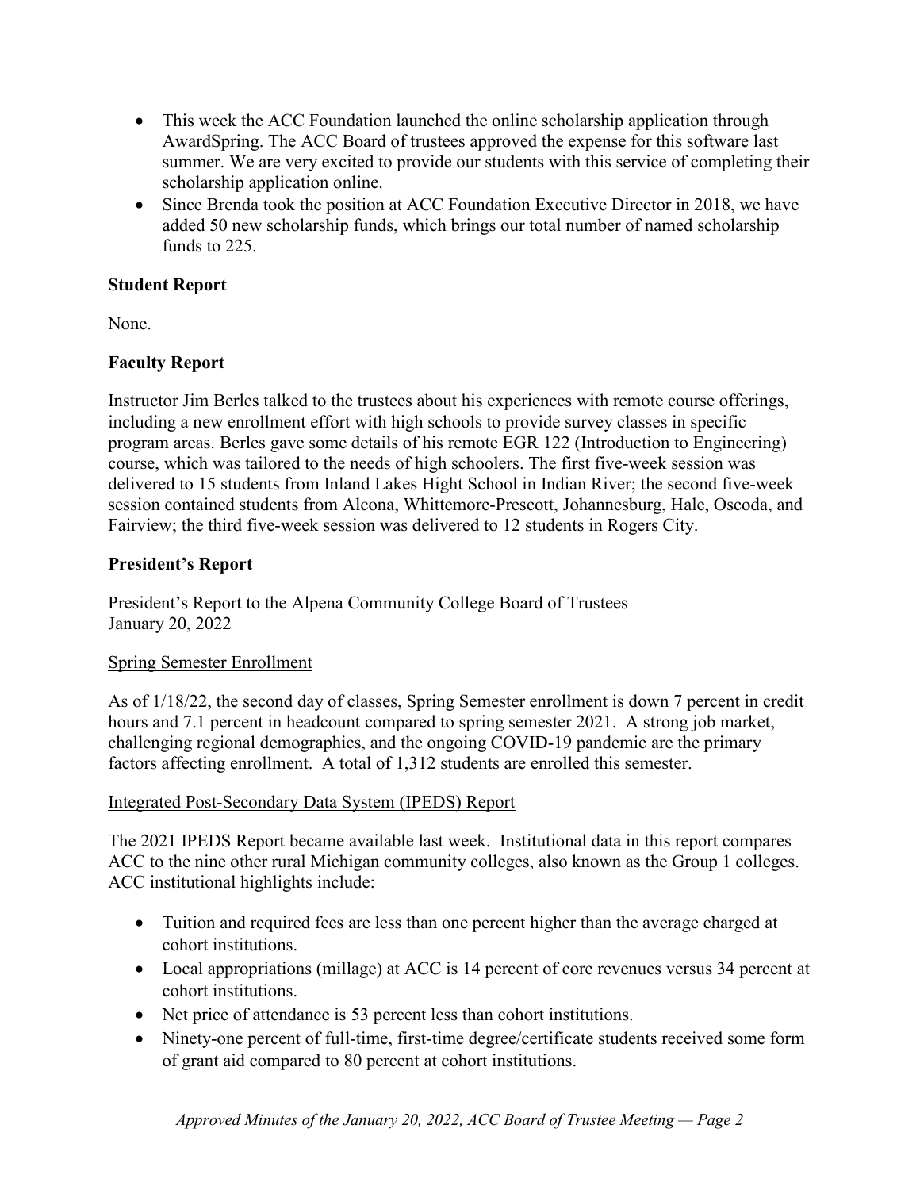- This week the ACC Foundation launched the online scholarship application through AwardSpring. The ACC Board of trustees approved the expense for this software last summer. We are very excited to provide our students with this service of completing their scholarship application online.
- Since Brenda took the position at ACC Foundation Executive Director in 2018, we have added 50 new scholarship funds, which brings our total number of named scholarship funds to 225.

**Student Report**

None.

**Faculty Report**

Instructor Jim Berles talked to the trustees about his experiences with remote course offerings, including a new enrollment effort with high schools to provide survey classes in specific program areas. Berles gave some details of his remote EGR 122 (Introduction to Engineering) course, which was tailored to the needs of high schoolers. The first five-week session was delivered to 15 students from Inland Lakes Hight School in Indian River; the second five-week session contained students from Alcona, Whittemore-Prescott, Johannesburg, Hale, Oscoda, and Fairview; the third five-week session was delivered to 12 students in Rogers City.

**President's Report**

President's Report to the Alpena Community College Board of Trustees
January 20, 2022

Spring Semester Enrollment

As of 1/18/22, the second day of classes, Spring Semester enrollment is down 7 percent in credit hours and 7.1 percent in headcount compared to spring semester 2021. A strong job market, challenging regional demographics, and the ongoing COVID-19 pandemic are the primary factors affecting enrollment. A total of 1,312 students are enrolled this semester.

Integrated Post-Secondary Data System (IPEDS) Report

The 2021 IPEDS Report became available last week. Institutional data in this report compares ACC to the nine other rural Michigan community colleges, also known as the Group 1 colleges. ACC institutional highlights include:

- Tuition and required fees are less than one percent higher than the average charged at cohort institutions.
- Local appropriations (millage) at ACC is 14 percent of core revenues versus 34 percent at cohort institutions.
- Net price of attendance is 53 percent less than cohort institutions.
- Ninety-one percent of full-time, first-time degree/certificate students received some form of grant aid compared to 80 percent at cohort institutions.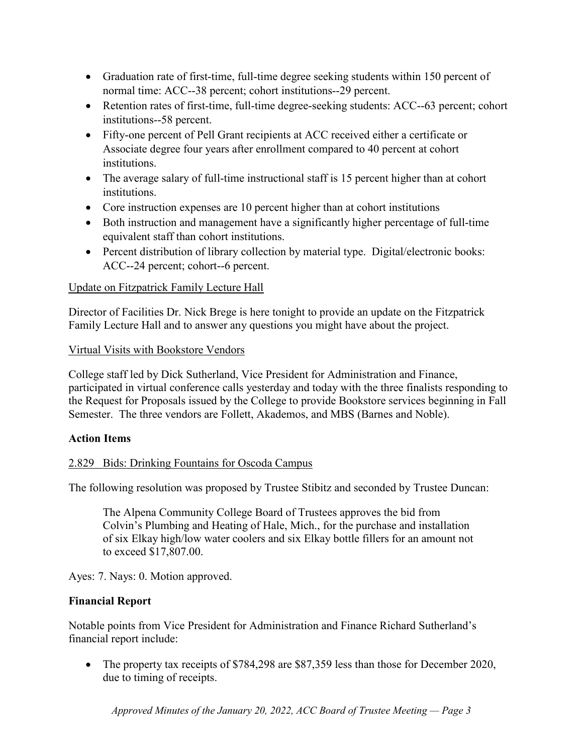- Graduation rate of first-time, full-time degree seeking students within 150 percent of normal time: ACC--38 percent; cohort institutions--29 percent.
- Retention rates of first-time, full-time degree-seeking students: ACC--63 percent; cohort institutions--58 percent.
- Fifty-one percent of Pell Grant recipients at ACC received either a certificate or Associate degree four years after enrollment compared to 40 percent at cohort institutions.
- The average salary of full-time instructional staff is 15 percent higher than at cohort institutions.
- Core instruction expenses are 10 percent higher than at cohort institutions
- Both instruction and management have a significantly higher percentage of full-time equivalent staff than cohort institutions.
- Percent distribution of library collection by material type. Digital/electronic books: ACC--24 percent; cohort--6 percent.

<u>Update on Fitzpatrick Family Lecture Hall</u>

Director of Facilities Dr. Nick Brege is here tonight to provide an update on the Fitzpatrick Family Lecture Hall and to answer any questions you might have about the project.

<u>Virtual Visits with Bookstore Vendors</u>

College staff led by Dick Sutherland, Vice President for Administration and Finance, participated in virtual conference calls yesterday and today with the three finalists responding to the Request for Proposals issued by the College to provide Bookstore services beginning in Fall Semester. The three vendors are Follett, Akademos, and MBS (Barnes and Noble).

**Action Items**

<u>2.829 Bids: Drinking Fountains for Oscoda Campus</u>

The following resolution was proposed by Trustee Stibitz and seconded by Trustee Duncan:

> The Alpena Community College Board of Trustees approves the bid from Colvin's Plumbing and Heating of Hale, Mich., for the purchase and installation of six Elkay high/low water coolers and six Elkay bottle fillers for an amount not to exceed $17,807.00.

Ayes: 7. Nays: 0. Motion approved.

**Financial Report**

Notable points from Vice President for Administration and Finance Richard Sutherland's financial report include:

- The property tax receipts of $784,298 are $87,359 less than those for December 2020, due to timing of receipts.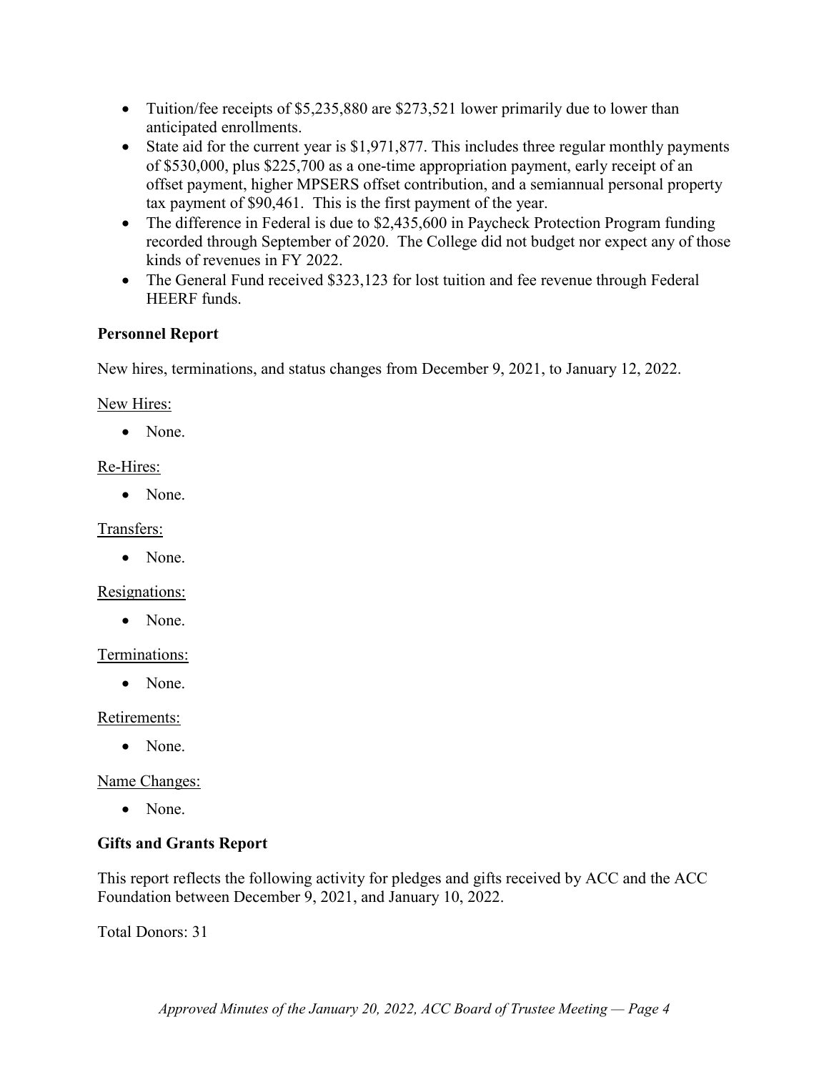- Tuition/fee receipts of $5,235,880 are $273,521 lower primarily due to lower than anticipated enrollments.
- State aid for the current year is $1,971,877. This includes three regular monthly payments of $530,000, plus $225,700 as a one-time appropriation payment, early receipt of an offset payment, higher MPSERS offset contribution, and a semiannual personal property tax payment of $90,461. This is the first payment of the year.
- The difference in Federal is due to $2,435,600 in Paycheck Protection Program funding recorded through September of 2020. The College did not budget nor expect any of those kinds of revenues in FY 2022.
- The General Fund received $323,123 for lost tuition and fee revenue through Federal HEERF funds.

**Personnel Report**

New hires, terminations, and status changes from December 9, 2021, to January 12, 2022.

<u>New Hires:</u>

- None.

<u>Re-Hires:</u>

- None.

<u>Transfers:</u>

- None.

<u>Resignations:</u>

- None.

<u>Terminations:</u>

- None.

<u>Retirements:</u>

- None.

<u>Name Changes:</u>

- None.

**Gifts and Grants Report**

This report reflects the following activity for pledges and gifts received by ACC and the ACC Foundation between December 9, 2021, and January 10, 2022.

Total Donors: 31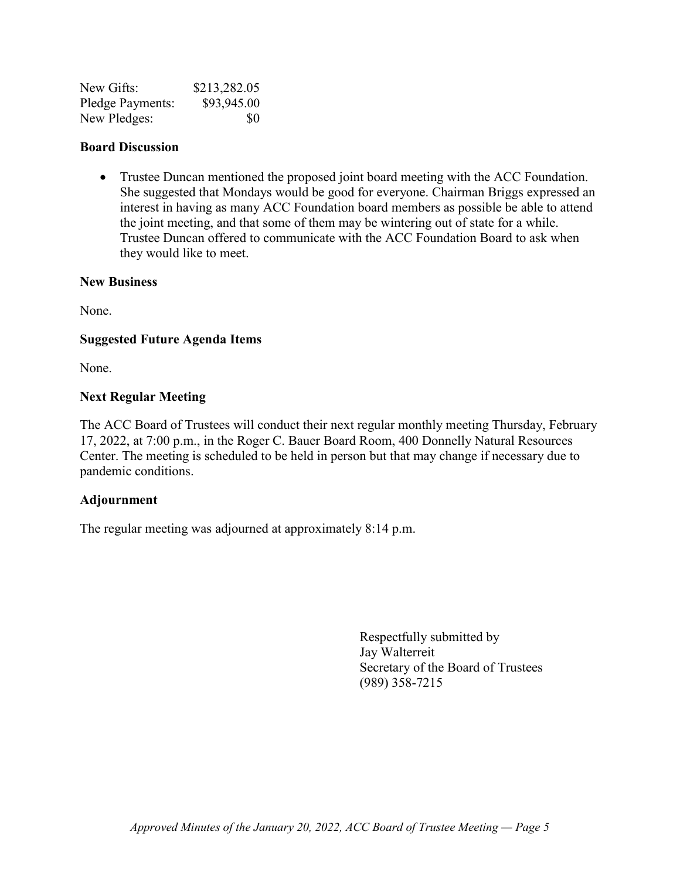| | |
|---|---|
| New Gifts: | $213,282.05 |
| Pledge Payments: | $93,945.00 |
| New Pledges: | $0 |

**Board Discussion**

- Trustee Duncan mentioned the proposed joint board meeting with the ACC Foundation. She suggested that Mondays would be good for everyone. Chairman Briggs expressed an interest in having as many ACC Foundation board members as possible be able to attend the joint meeting, and that some of them may be wintering out of state for a while. Trustee Duncan offered to communicate with the ACC Foundation Board to ask when they would like to meet.

**New Business**

None.

**Suggested Future Agenda Items**

None.

**Next Regular Meeting**

The ACC Board of Trustees will conduct their next regular monthly meeting Thursday, February 17, 2022, at 7:00 p.m., in the Roger C. Bauer Board Room, 400 Donnelly Natural Resources Center. The meeting is scheduled to be held in person but that may change if necessary due to pandemic conditions.

**Adjournment**

The regular meeting was adjourned at approximately 8:14 p.m.

Respectfully submitted by
Jay Walterreit
Secretary of the Board of Trustees
(989) 358-7215